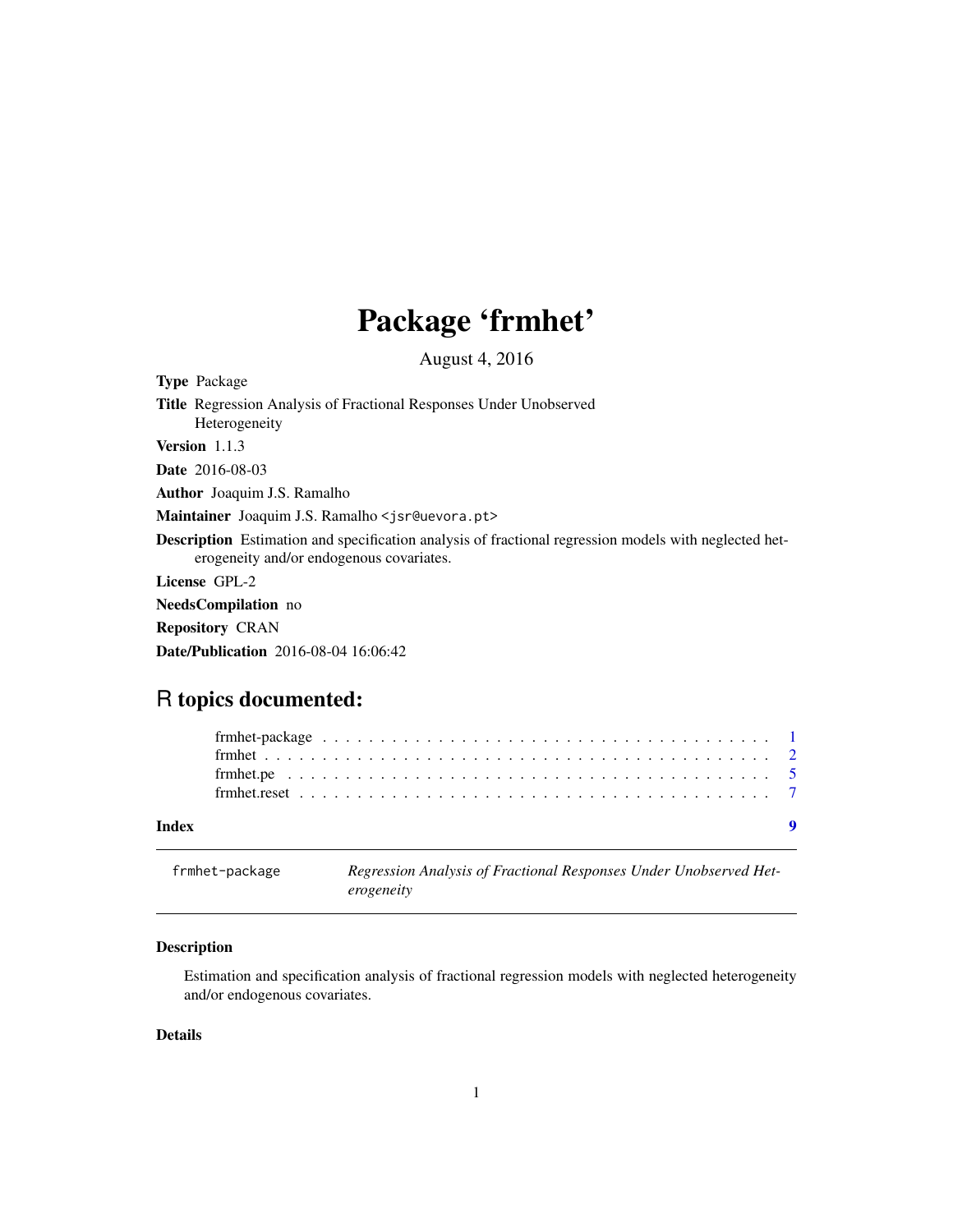# Package 'frmhet'

August 4, 2016

**Type** Package

**Title** Regression Analysis of Fractional Responses Under Unobserved Heterogeneity

**Version** 1.1.3

**Date** 2016-08-03

**Author** Joaquim J.S. Ramalho

**Maintainer** Joaquim J.S. Ramalho <jsr@uevora.pt>

**Description** Estimation and specification analysis of fractional regression models with neglected heterogeneity and/or endogenous covariates.

**License** GPL-2

**NeedsCompilation** no

**Repository** CRAN

**Date/Publication** 2016-08-04 16:06:42

## R topics documented:

| | |
|---|---|
| frmhet-package | 1 |
| frmhet | 2 |
| frmhet.pe | 5 |
| frmhet.reset | 7 |
| **Index** | **9** |

---

frmhet-package — *Regression Analysis of Fractional Responses Under Unobserved Heterogeneity*

---

### Description

Estimation and specification analysis of fractional regression models with neglected heterogeneity and/or endogenous covariates.

### Details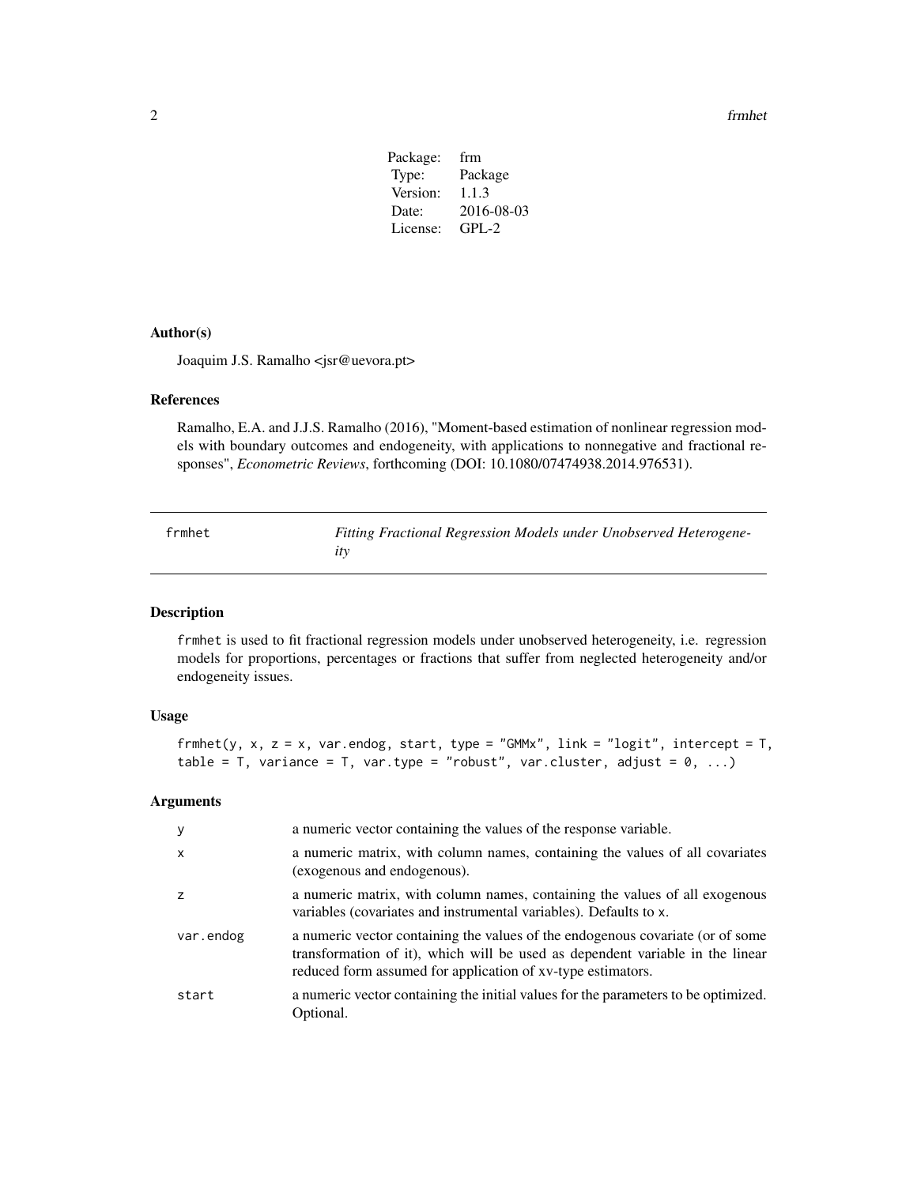| Package: | frm |
|---|---|
| Type: | Package |
| Version: | 1.1.3 |
| Date: | 2016-08-03 |
| License: | GPL-2 |

### Author(s)

Joaquim J.S. Ramalho <jsr@uevora.pt>

### References

Ramalho, E.A. and J.J.S. Ramalho (2016), "Moment-based estimation of nonlinear regression models with boundary outcomes and endogeneity, with applications to nonnegative and fractional responses", *Econometric Reviews*, forthcoming (DOI: 10.1080/07474938.2014.976531).

---

## frmhet — *Fitting Fractional Regression Models under Unobserved Heterogeneity*

### Description

frmhet is used to fit fractional regression models under unobserved heterogeneity, i.e. regression models for proportions, percentages or fractions that suffer from neglected heterogeneity and/or endogeneity issues.

### Usage

```
frmhet(y, x, z = x, var.endog, start, type = "GMMx", link = "logit", intercept = T,
table = T, variance = T, var.type = "robust", var.cluster, adjust = 0, ...)
```

### Arguments

| | |
|---|---|
| y | a numeric vector containing the values of the response variable. |
| x | a numeric matrix, with column names, containing the values of all covariates (exogenous and endogenous). |
| z | a numeric matrix, with column names, containing the values of all exogenous variables (covariates and instrumental variables). Defaults to x. |
| var.endog | a numeric vector containing the values of the endogenous covariate (or of some transformation of it), which will be used as dependent variable in the linear reduced form assumed for application of xv-type estimators. |
| start | a numeric vector containing the initial values for the parameters to be optimized. Optional. |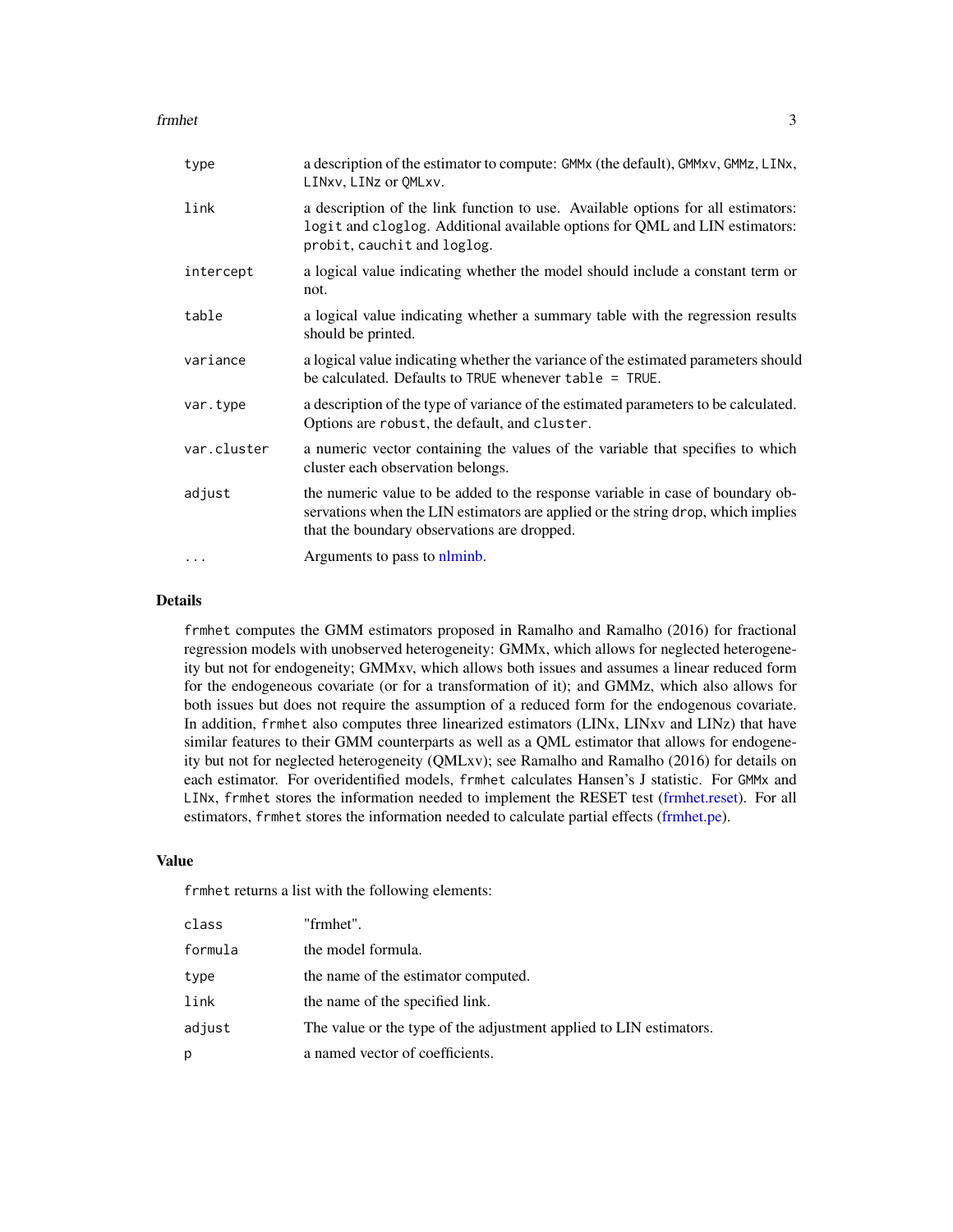| | |
|---|---|
| type | a description of the estimator to compute: GMMx (the default), GMMxv, GMMz, LINx, LINxv, LINz or QMLxv. |
| link | a description of the link function to use. Available options for all estimators: logit and cloglog. Additional available options for QML and LIN estimators: probit, cauchit and loglog. |
| intercept | a logical value indicating whether the model should include a constant term or not. |
| table | a logical value indicating whether a summary table with the regression results should be printed. |
| variance | a logical value indicating whether the variance of the estimated parameters should be calculated. Defaults to TRUE whenever table = TRUE. |
| var.type | a description of the type of variance of the estimated parameters to be calculated. Options are robust, the default, and cluster. |
| var.cluster | a numeric vector containing the values of the variable that specifies to which cluster each observation belongs. |
| adjust | the numeric value to be added to the response variable in case of boundary observations when the LIN estimators are applied or the string drop, which implies that the boundary observations are dropped. |
| ... | Arguments to pass to nlminb. |

## Details

frmhet computes the GMM estimators proposed in Ramalho and Ramalho (2016) for fractional regression models with unobserved heterogeneity: GMMx, which allows for neglected heterogeneity but not for endogeneity; GMMxv, which allows both issues and assumes a linear reduced form for the endogeneous covariate (or for a transformation of it); and GMMz, which also allows for both issues but does not require the assumption of a reduced form for the endogenous covariate. In addition, frmhet also computes three linearized estimators (LINx, LINxv and LINz) that have similar features to their GMM counterparts as well as a QML estimator that allows for endogeneity but not for neglected heterogeneity (QMLxv); see Ramalho and Ramalho (2016) for details on each estimator. For overidentified models, frmhet calculates Hansen's J statistic. For GMMx and LINx, frmhet stores the information needed to implement the RESET test (frmhet.reset). For all estimators, frmhet stores the information needed to calculate partial effects (frmhet.pe).

## Value

frmhet returns a list with the following elements:

| | |
|---|---|
| class | "frmhet". |
| formula | the model formula. |
| type | the name of the estimator computed. |
| link | the name of the specified link. |
| adjust | The value or the type of the adjustment applied to LIN estimators. |
| p | a named vector of coefficients. |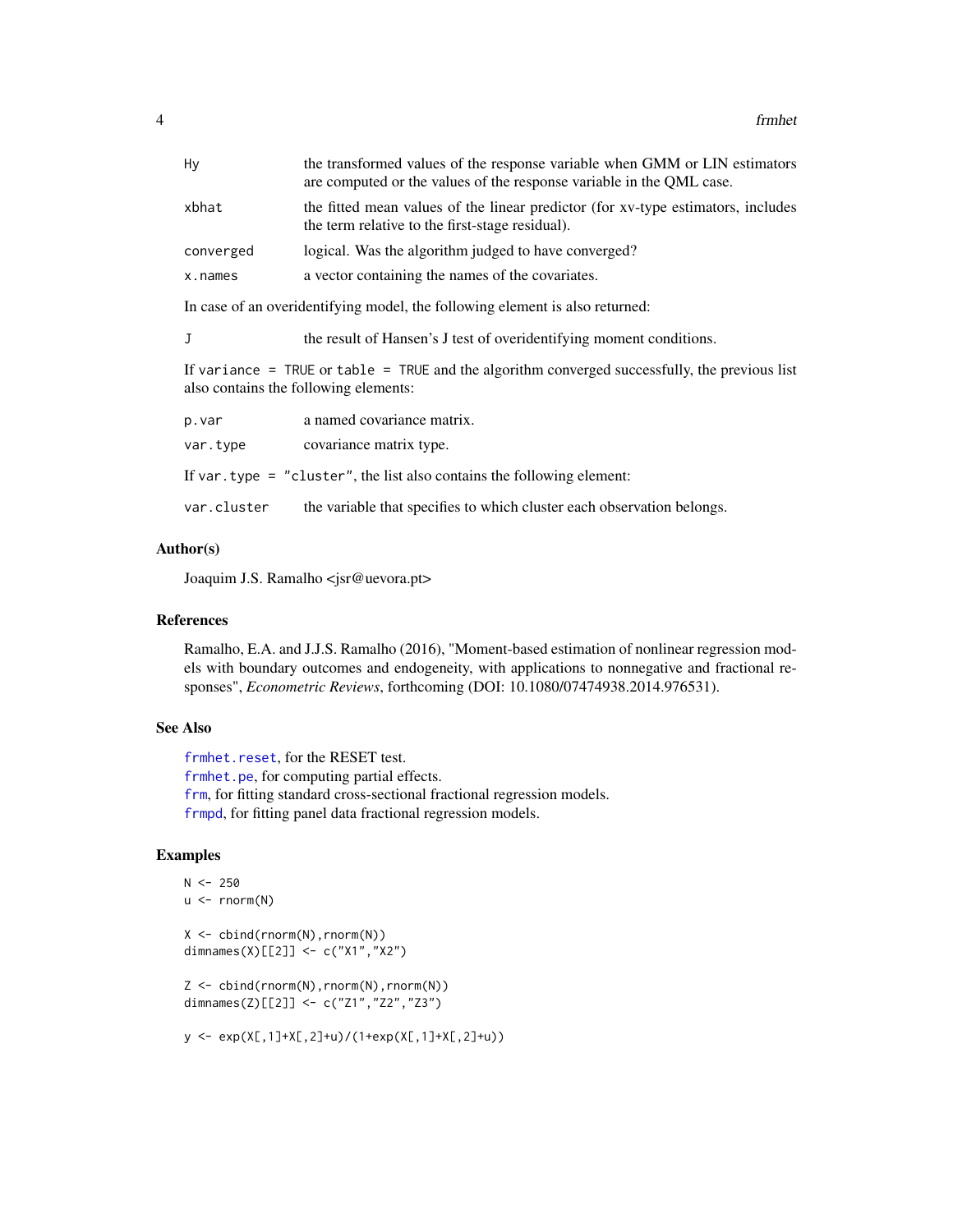| | |
|---|---|
| Hy | the transformed values of the response variable when GMM or LIN estimators are computed or the values of the response variable in the QML case. |
| xbhat | the fitted mean values of the linear predictor (for xv-type estimators, includes the term relative to the first-stage residual). |
| converged | logical. Was the algorithm judged to have converged? |
| x.names | a vector containing the names of the covariates. |

In case of an overidentifying model, the following element is also returned:

| | |
|---|---|
| J | the result of Hansen's J test of overidentifying moment conditions. |

If `variance = TRUE` or `table = TRUE` and the algorithm converged successfully, the previous list also contains the following elements:

| | |
|---|---|
| p.var | a named covariance matrix. |
| var.type | covariance matrix type. |

If `var.type = "cluster"`, the list also contains the following element:

| | |
|---|---|
| var.cluster | the variable that specifies to which cluster each observation belongs. |

### Author(s)

Joaquim J.S. Ramalho <jsr@uevora.pt>

### References

Ramalho, E.A. and J.J.S. Ramalho (2016), "Moment-based estimation of nonlinear regression models with boundary outcomes and endogeneity, with applications to nonnegative and fractional responses", *Econometric Reviews*, forthcoming (DOI: 10.1080/07474938.2014.976531).

### See Also

`frmhet.reset`, for the RESET test.
`frmhet.pe`, for computing partial effects.
`frm`, for fitting standard cross-sectional fractional regression models.
`frmpd`, for fitting panel data fractional regression models.

### Examples

```
N <- 250
u <- rnorm(N)

X <- cbind(rnorm(N),rnorm(N))
dimnames(X)[[2]] <- c("X1","X2")

Z <- cbind(rnorm(N),rnorm(N),rnorm(N))
dimnames(Z)[[2]] <- c("Z1","Z2","Z3")

y <- exp(X[,1]+X[,2]+u)/(1+exp(X[,1]+X[,2]+u))
```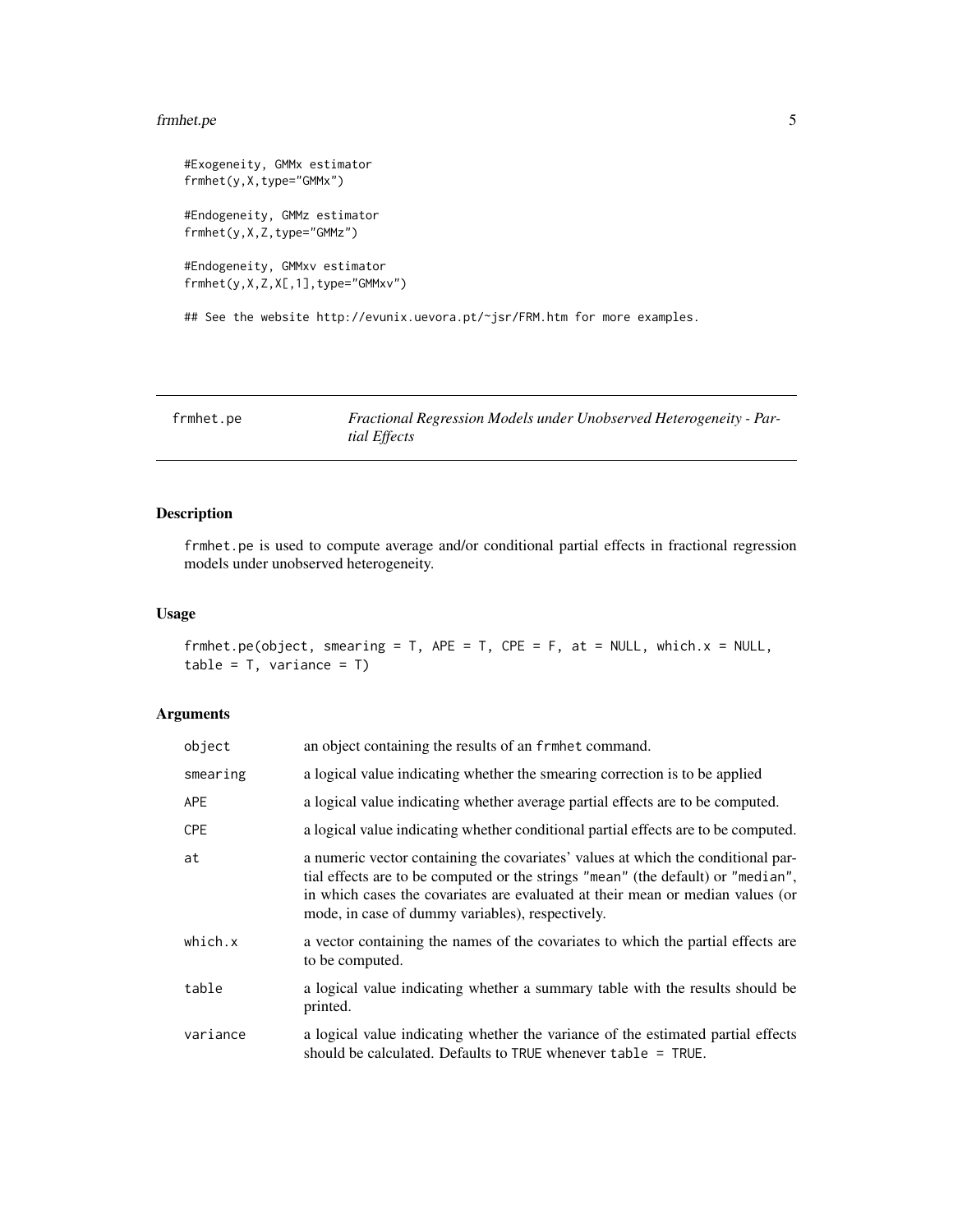```
#Exogeneity, GMMx estimator
frmhet(y,X,type="GMMx")

#Endogeneity, GMMz estimator
frmhet(y,X,Z,type="GMMz")

#Endogeneity, GMMxv estimator
frmhet(y,X,Z,X[,1],type="GMMxv")

## See the website http://evunix.uevora.pt/~jsr/FRM.htm for more examples.
```

## frmhet.pe — *Fractional Regression Models under Unobserved Heterogeneity - Partial Effects*

### Description

frmhet.pe is used to compute average and/or conditional partial effects in fractional regression models under unobserved heterogeneity.

### Usage

```
frmhet.pe(object, smearing = T, APE = T, CPE = F, at = NULL, which.x = NULL,
table = T, variance = T)
```

### Arguments

| | |
|---|---|
| object | an object containing the results of an frmhet command. |
| smearing | a logical value indicating whether the smearing correction is to be applied |
| APE | a logical value indicating whether average partial effects are to be computed. |
| CPE | a logical value indicating whether conditional partial effects are to be computed. |
| at | a numeric vector containing the covariates' values at which the conditional partial effects are to be computed or the strings "mean" (the default) or "median", in which cases the covariates are evaluated at their mean or median values (or mode, in case of dummy variables), respectively. |
| which.x | a vector containing the names of the covariates to which the partial effects are to be computed. |
| table | a logical value indicating whether a summary table with the results should be printed. |
| variance | a logical value indicating whether the variance of the estimated partial effects should be calculated. Defaults to TRUE whenever table = TRUE. |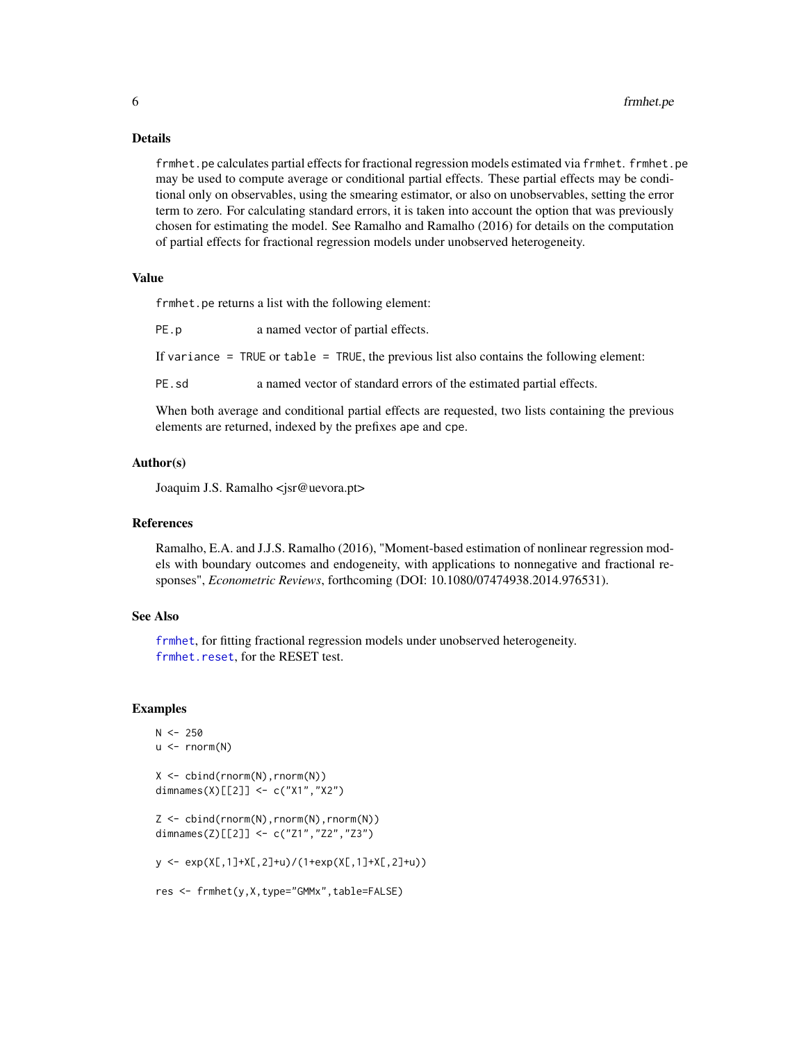## Details

`frmhet.pe` calculates partial effects for fractional regression models estimated via `frmhet`. `frmhet.pe` may be used to compute average or conditional partial effects. These partial effects may be conditional only on observables, using the smearing estimator, or also on unobservables, setting the error term to zero. For calculating standard errors, it is taken into account the option that was previously chosen for estimating the model. See Ramalho and Ramalho (2016) for details on the computation of partial effects for fractional regression models under unobserved heterogeneity.

## Value

`frmhet.pe` returns a list with the following element:

`PE.p` a named vector of partial effects.

If `variance = TRUE` or `table = TRUE`, the previous list also contains the following element:

`PE.sd` a named vector of standard errors of the estimated partial effects.

When both average and conditional partial effects are requested, two lists containing the previous elements are returned, indexed by the prefixes `ape` and `cpe`.

## Author(s)

Joaquim J.S. Ramalho <jsr@uevora.pt>

## References

Ramalho, E.A. and J.J.S. Ramalho (2016), "Moment-based estimation of nonlinear regression models with boundary outcomes and endogeneity, with applications to nonnegative and fractional responses", *Econometric Reviews*, forthcoming (DOI: 10.1080/07474938.2014.976531).

## See Also

`frmhet`, for fitting fractional regression models under unobserved heterogeneity.
`frmhet.reset`, for the RESET test.

## Examples

```
N <- 250
u <- rnorm(N)

X <- cbind(rnorm(N),rnorm(N))
dimnames(X)[[2]] <- c("X1","X2")

Z <- cbind(rnorm(N),rnorm(N),rnorm(N))
dimnames(Z)[[2]] <- c("Z1","Z2","Z3")

y <- exp(X[,1]+X[,2]+u)/(1+exp(X[,1]+X[,2]+u))

res <- frmhet(y,X,type="GMMx",table=FALSE)
```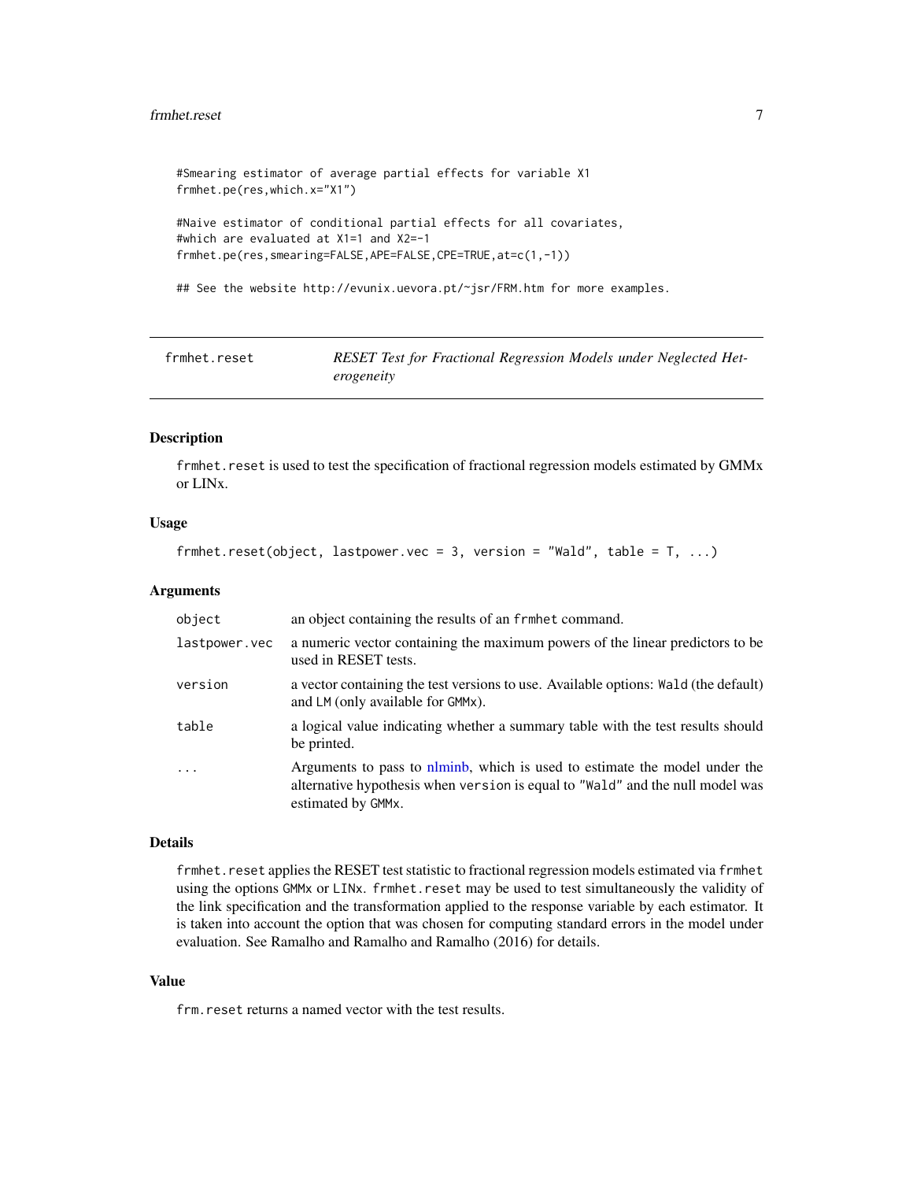```
#Smearing estimator of average partial effects for variable X1
frmhet.pe(res,which.x="X1")

#Naive estimator of conditional partial effects for all covariates,
#which are evaluated at X1=1 and X2=-1
frmhet.pe(res,smearing=FALSE,APE=FALSE,CPE=TRUE,at=c(1,-1))

## See the website http://evunix.uevora.pt/~jsr/FRM.htm for more examples.
```

## frmhet.reset — *RESET Test for Fractional Regression Models under Neglected Heterogeneity*

### Description

`frmhet.reset` is used to test the specification of fractional regression models estimated by GMMx or LINx.

### Usage

```
frmhet.reset(object, lastpower.vec = 3, version = "Wald", table = T, ...)
```

### Arguments

| | |
|---|---|
| `object` | an object containing the results of an `frmhet` command. |
| `lastpower.vec` | a numeric vector containing the maximum powers of the linear predictors to be used in RESET tests. |
| `version` | a vector containing the test versions to use. Available options: `Wald` (the default) and `LM` (only available for `GMMx`). |
| `table` | a logical value indicating whether a summary table with the test results should be printed. |
| `...` | Arguments to pass to nlminb, which is used to estimate the model under the alternative hypothesis when `version` is equal to `"Wald"` and the null model was estimated by `GMMx`. |

### Details

`frmhet.reset` applies the RESET test statistic to fractional regression models estimated via `frmhet` using the options `GMMx` or `LINx`. `frmhet.reset` may be used to test simultaneously the validity of the link specification and the transformation applied to the response variable by each estimator. It is taken into account the option that was chosen for computing standard errors in the model under evaluation. See Ramalho and Ramalho and Ramalho (2016) for details.

### Value

`frm.reset` returns a named vector with the test results.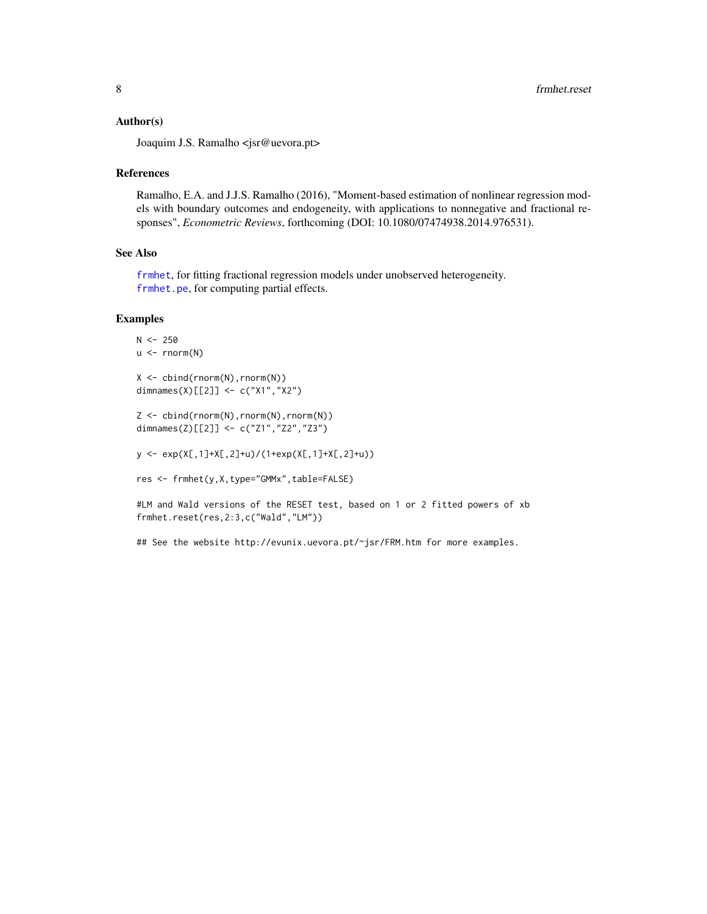### Author(s)

Joaquim J.S. Ramalho <jsr@uevora.pt>

### References

Ramalho, E.A. and J.J.S. Ramalho (2016), "Moment-based estimation of nonlinear regression models with boundary outcomes and endogeneity, with applications to nonnegative and fractional responses", *Econometric Reviews*, forthcoming (DOI: 10.1080/07474938.2014.976531).

### See Also

`frmhet`, for fitting fractional regression models under unobserved heterogeneity.
`frmhet.pe`, for computing partial effects.

### Examples

```
N <- 250
u <- rnorm(N)

X <- cbind(rnorm(N),rnorm(N))
dimnames(X)[[2]] <- c("X1","X2")

Z <- cbind(rnorm(N),rnorm(N),rnorm(N))
dimnames(Z)[[2]] <- c("Z1","Z2","Z3")

y <- exp(X[,1]+X[,2]+u)/(1+exp(X[,1]+X[,2]+u))

res <- frmhet(y,X,type="GMMx",table=FALSE)

#LM and Wald versions of the RESET test, based on 1 or 2 fitted powers of xb
frmhet.reset(res,2:3,c("Wald","LM"))

## See the website http://evunix.uevora.pt/~jsr/FRM.htm for more examples.
```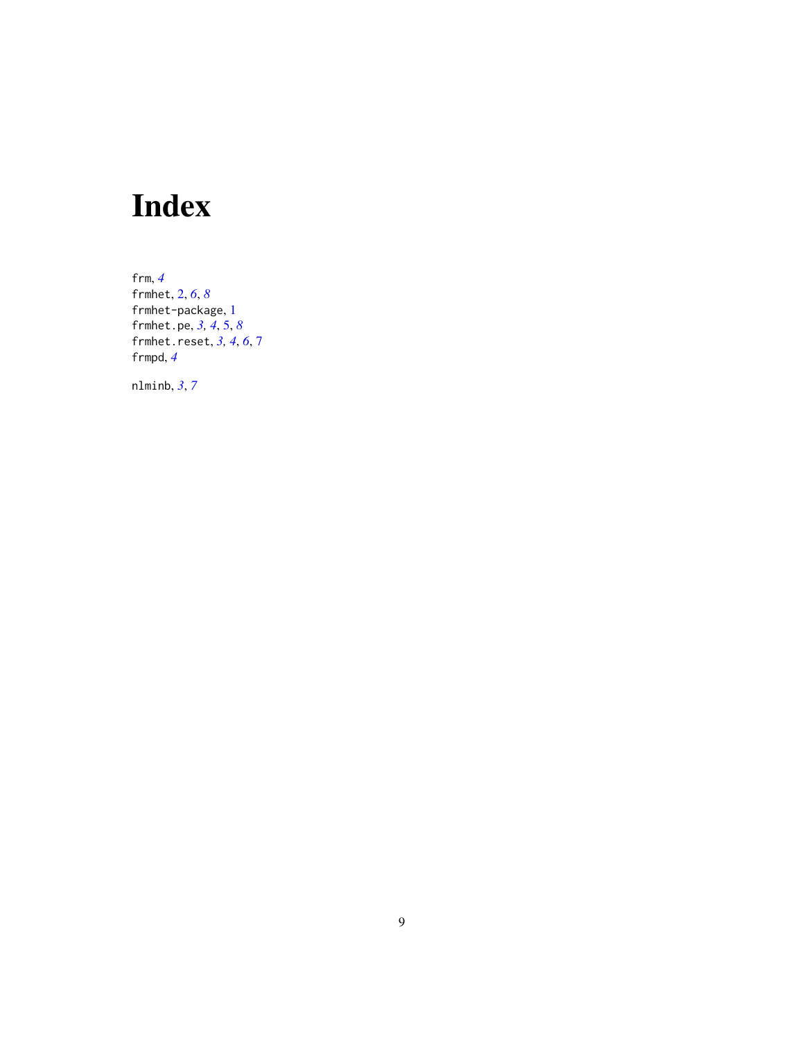# Index

frm, *4*
frmhet, 2, *6*, *8*
frmhet-package, 1
frmhet.pe, *3, 4*, 5, *8*
frmhet.reset, *3, 4*, *6*, 7
frmpd, *4*

nlminb, *3*, *7*